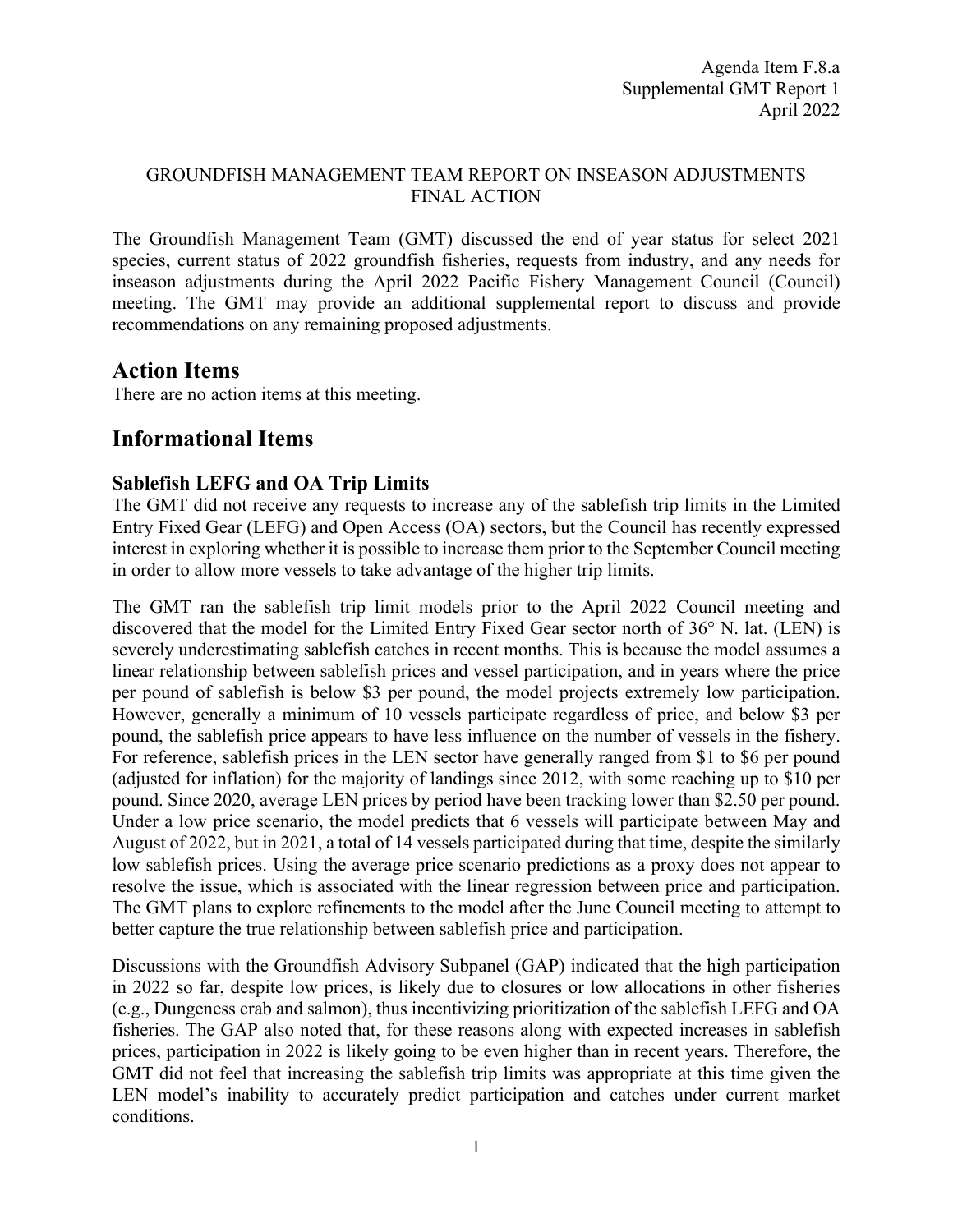Agenda Item F.8.a
Supplemental GMT Report 1
April 2022

GROUNDFISH MANAGEMENT TEAM REPORT ON INSEASON ADJUSTMENTS
FINAL ACTION

The Groundfish Management Team (GMT) discussed the end of year status for select 2021 species, current status of 2022 groundfish fisheries, requests from industry, and any needs for inseason adjustments during the April 2022 Pacific Fishery Management Council (Council) meeting. The GMT may provide an additional supplemental report to discuss and provide recommendations on any remaining proposed adjustments.

# Action Items

There are no action items at this meeting.

# Informational Items

## Sablefish LEFG and OA Trip Limits

The GMT did not receive any requests to increase any of the sablefish trip limits in the Limited Entry Fixed Gear (LEFG) and Open Access (OA) sectors, but the Council has recently expressed interest in exploring whether it is possible to increase them prior to the September Council meeting in order to allow more vessels to take advantage of the higher trip limits.

The GMT ran the sablefish trip limit models prior to the April 2022 Council meeting and discovered that the model for the Limited Entry Fixed Gear sector north of 36° N. lat. (LEN) is severely underestimating sablefish catches in recent months. This is because the model assumes a linear relationship between sablefish prices and vessel participation, and in years where the price per pound of sablefish is below $3 per pound, the model projects extremely low participation. However, generally a minimum of 10 vessels participate regardless of price, and below $3 per pound, the sablefish price appears to have less influence on the number of vessels in the fishery. For reference, sablefish prices in the LEN sector have generally ranged from $1 to $6 per pound (adjusted for inflation) for the majority of landings since 2012, with some reaching up to $10 per pound. Since 2020, average LEN prices by period have been tracking lower than $2.50 per pound. Under a low price scenario, the model predicts that 6 vessels will participate between May and August of 2022, but in 2021, a total of 14 vessels participated during that time, despite the similarly low sablefish prices. Using the average price scenario predictions as a proxy does not appear to resolve the issue, which is associated with the linear regression between price and participation. The GMT plans to explore refinements to the model after the June Council meeting to attempt to better capture the true relationship between sablefish price and participation.

Discussions with the Groundfish Advisory Subpanel (GAP) indicated that the high participation in 2022 so far, despite low prices, is likely due to closures or low allocations in other fisheries (e.g., Dungeness crab and salmon), thus incentivizing prioritization of the sablefish LEFG and OA fisheries. The GAP also noted that, for these reasons along with expected increases in sablefish prices, participation in 2022 is likely going to be even higher than in recent years. Therefore, the GMT did not feel that increasing the sablefish trip limits was appropriate at this time given the LEN model's inability to accurately predict participation and catches under current market conditions.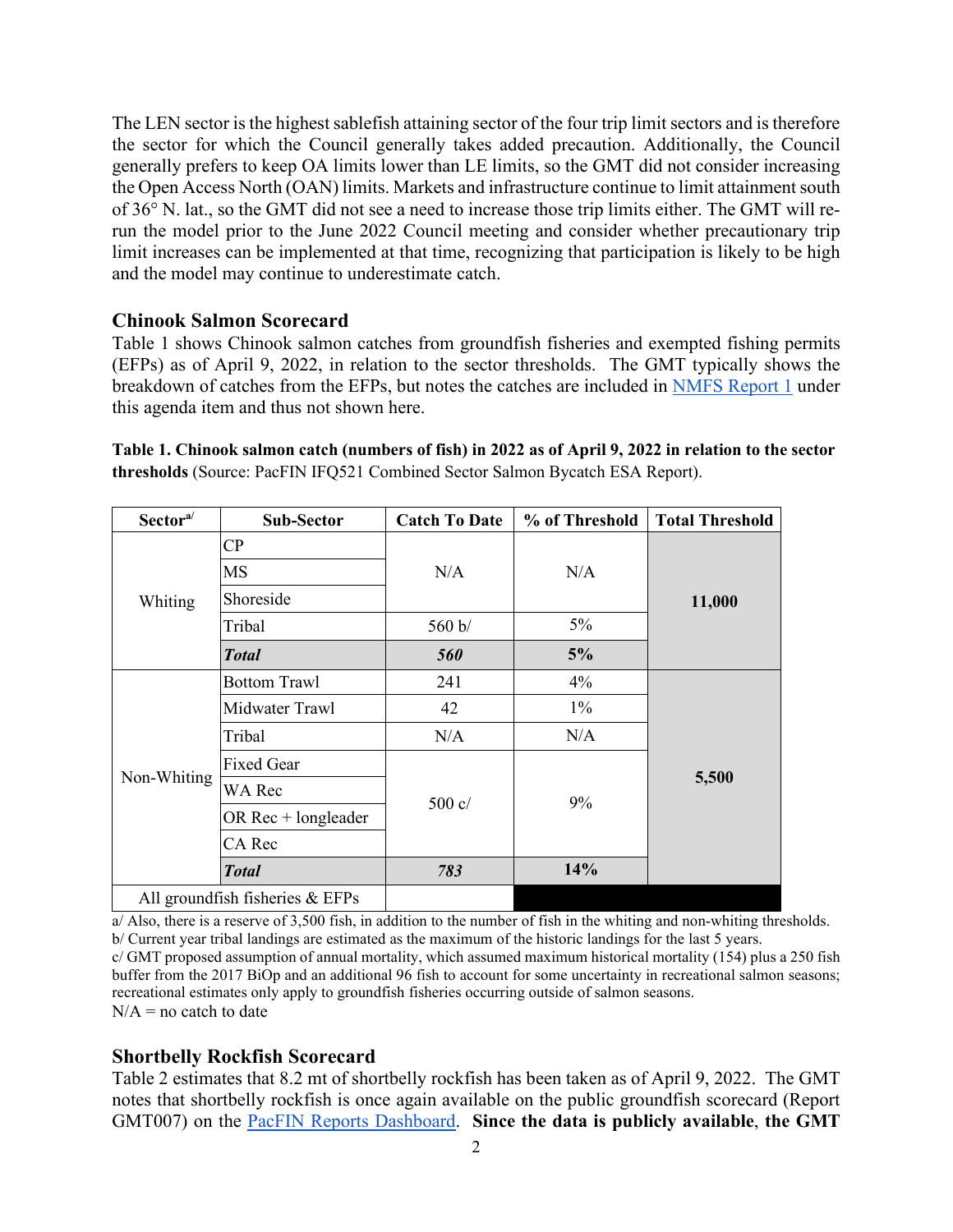The LEN sector is the highest sablefish attaining sector of the four trip limit sectors and is therefore the sector for which the Council generally takes added precaution. Additionally, the Council generally prefers to keep OA limits lower than LE limits, so the GMT did not consider increasing the Open Access North (OAN) limits. Markets and infrastructure continue to limit attainment south of 36° N. lat., so the GMT did not see a need to increase those trip limits either. The GMT will re-run the model prior to the June 2022 Council meeting and consider whether precautionary trip limit increases can be implemented at that time, recognizing that participation is likely to be high and the model may continue to underestimate catch.

## Chinook Salmon Scorecard

Table 1 shows Chinook salmon catches from groundfish fisheries and exempted fishing permits (EFPs) as of April 9, 2022, in relation to the sector thresholds. The GMT typically shows the breakdown of catches from the EFPs, but notes the catches are included in NMFS Report 1 under this agenda item and thus not shown here.

**Table 1. Chinook salmon catch (numbers of fish) in 2022 as of April 9, 2022 in relation to the sector thresholds** (Source: PacFIN IFQ521 Combined Sector Salmon Bycatch ESA Report).

| Sector[a/] | Sub-Sector | Catch To Date | % of Threshold | Total Threshold |
|---|---|---|---|---|
| Whiting | CP | N/A | N/A | **11,000** |
| | MS | | | |
| | Shoreside | | | |
| | Tribal | 560 b/ | 5% | |
| | ***Total*** | ***560*** | **5%** | |
| Non-Whiting | Bottom Trawl | 241 | 4% | **5,500** |
| | Midwater Trawl | 42 | 1% | |
| | Tribal | N/A | N/A | |
| | Fixed Gear | 500 c/ | 9% | |
| | WA Rec | | | |
| | OR Rec + longleader | | | |
| | CA Rec | | | |
| | ***Total*** | ***783*** | **14%** | |
| All groundfish fisheries & EFPs | | | | |

a/ Also, there is a reserve of 3,500 fish, in addition to the number of fish in the whiting and non-whiting thresholds.
b/ Current year tribal landings are estimated as the maximum of the historic landings for the last 5 years.
c/ GMT proposed assumption of annual mortality, which assumed maximum historical mortality (154) plus a 250 fish buffer from the 2017 BiOp and an additional 96 fish to account for some uncertainty in recreational salmon seasons; recreational estimates only apply to groundfish fisheries occurring outside of salmon seasons.
N/A = no catch to date

## Shortbelly Rockfish Scorecard

Table 2 estimates that 8.2 mt of shortbelly rockfish has been taken as of April 9, 2022. The GMT notes that shortbelly rockfish is once again available on the public groundfish scorecard (Report GMT007) on the PacFIN Reports Dashboard. **Since the data is publicly available, the GMT**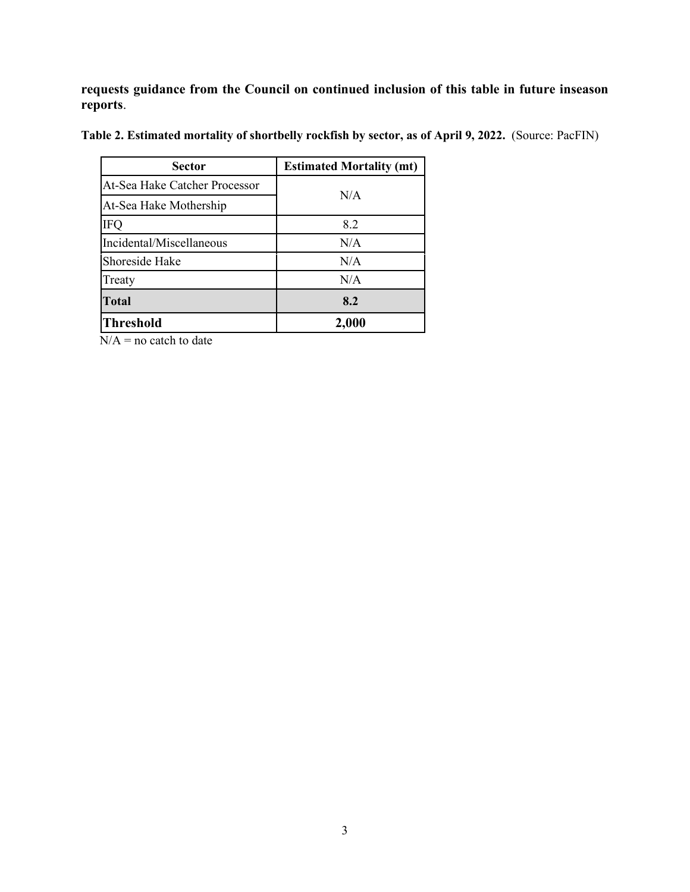**requests guidance from the Council on continued inclusion of this table in future inseason reports**.

**Table 2. Estimated mortality of shortbelly rockfish by sector, as of April 9, 2022.** (Source: PacFIN)

| Sector | Estimated Mortality (mt) |
|---|---|
| At-Sea Hake Catcher Processor | N/A |
| At-Sea Hake Mothership | |
| IFQ | 8.2 |
| Incidental/Miscellaneous | N/A |
| Shoreside Hake | N/A |
| Treaty | N/A |
| **Total** | **8.2** |
| **Threshold** | **2,000** |

N/A = no catch to date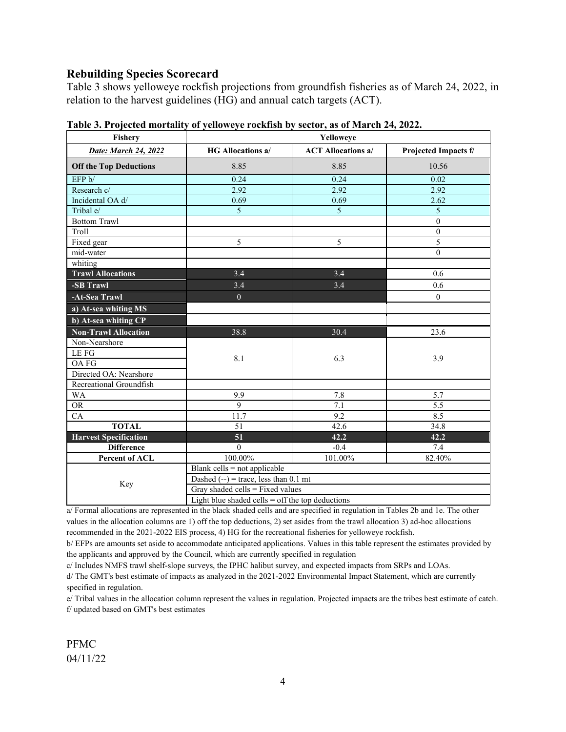## Rebuilding Species Scorecard

Table 3 shows yelloweye rockfish projections from groundfish fisheries as of March 24, 2022, in relation to the harvest guidelines (HG) and annual catch targets (ACT).

**Table 3. Projected mortality of yelloweye rockfish by sector, as of March 24, 2022.**

| Fishery | Yelloweye | | |
|---|---|---|---|
| ***Date: March 24, 2022*** | **HG Allocations a/** | **ACT Allocations a/** | **Projected Impacts f/** |
| **Off the Top Deductions** | 8.85 | 8.85 | 10.56 |
| EFP b/ | 0.24 | 0.24 | 0.02 |
| Research c/ | 2.92 | 2.92 | 2.92 |
| Incidental OA d/ | 0.69 | 0.69 | 2.62 |
| Tribal e/ | 5 | 5 | 5 |
| Bottom Trawl | | | 0 |
| Troll | | | 0 |
| Fixed gear | 5 | 5 | 5 |
| mid-water | | | 0 |
| whiting | | | |
| **Trawl Allocations** | 3.4 | 3.4 | 0.6 |
| **-SB Trawl** | 3.4 | 3.4 | 0.6 |
| **-At-Sea Trawl** | 0 | | 0 |
| **a) At-sea whiting MS** | | | |
| **b) At-sea whiting CP** | | | |
| **Non-Trawl Allocation** | 38.8 | 30.4 | 23.6 |
| Non-Nearshore<br>LE FG<br>OA FG<br>Directed OA: Nearshore | 8.1 | 6.3 | 3.9 |
| Recreational Groundfish | | | |
| WA | 9.9 | 7.8 | 5.7 |
| OR | 9 | 7.1 | 5.5 |
| CA | 11.7 | 9.2 | 8.5 |
| **TOTAL** | 51 | 42.6 | 34.8 |
| **Harvest Specification** | **51** | **42.2** | **42.2** |
| **Difference** | 0 | -0.4 | 7.4 |
| **Percent of ACL** | 100.00% | 101.00% | 82.40% |
| Key | Blank cells = not applicable | | |
| | Dashed (--) = trace, less than 0.1 mt | | |
| | Gray shaded cells = Fixed values | | |
| | Light blue shaded cells = off the top deductions | | |

a/ Formal allocations are represented in the black shaded cells and are specified in regulation in Tables 2b and 1e. The other values in the allocation columns are 1) off the top deductions, 2) set asides from the trawl allocation 3) ad-hoc allocations recommended in the 2021-2022 EIS process, 4) HG for the recreational fisheries for yelloweye rockfish.

b/ EFPs are amounts set aside to accommodate anticipated applications. Values in this table represent the estimates provided by the applicants and approved by the Council, which are currently specified in regulation

c/ Includes NMFS trawl shelf-slope surveys, the IPHC halibut survey, and expected impacts from SRPs and LOAs.

d/ The GMT's best estimate of impacts as analyzed in the 2021-2022 Environmental Impact Statement, which are currently specified in regulation.

e/ Tribal values in the allocation column represent the values in regulation. Projected impacts are the tribes best estimate of catch.

f/ updated based on GMT's best estimates

PFMC
04/11/22